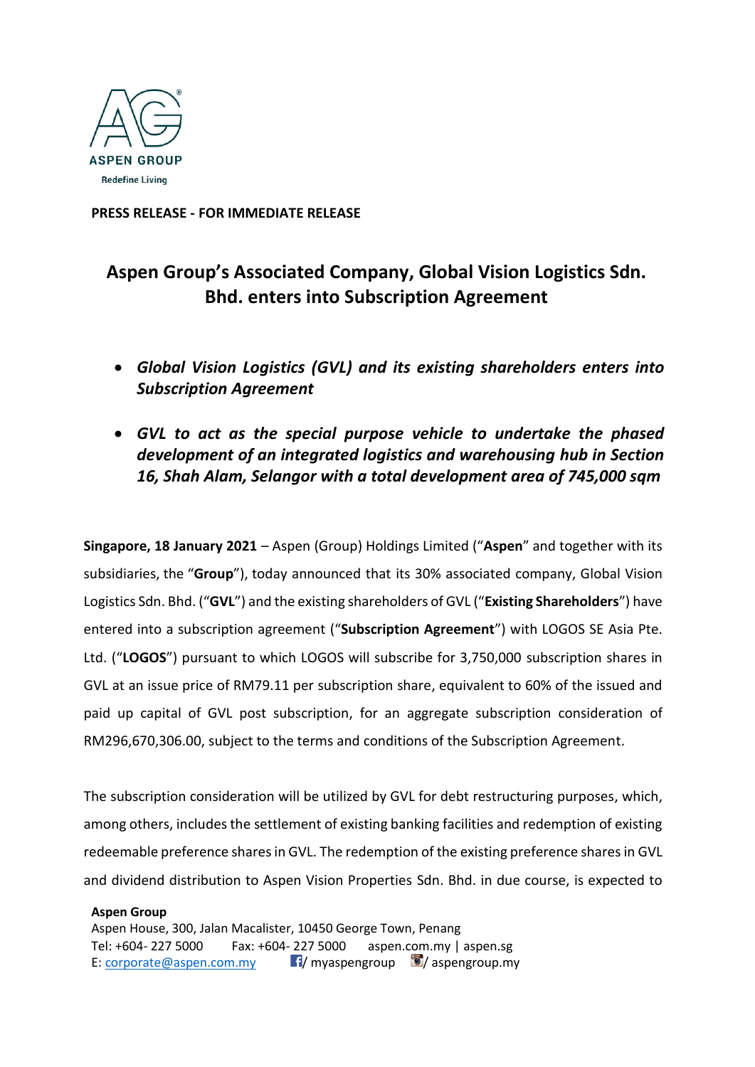ASPEN GROUP

Redefine Living

**PRESS RELEASE - FOR IMMEDIATE RELEASE**

# Aspen Group's Associated Company, Global Vision Logistics Sdn. Bhd. enters into Subscription Agreement

- ***Global Vision Logistics (GVL) and its existing shareholders enters into Subscription Agreement***
- ***GVL to act as the special purpose vehicle to undertake the phased development of an integrated logistics and warehousing hub in Section 16, Shah Alam, Selangor with a total development area of 745,000 sqm***

**Singapore, 18 January 2021** – Aspen (Group) Holdings Limited ("**Aspen**" and together with its subsidiaries, the "**Group**"), today announced that its 30% associated company, Global Vision Logistics Sdn. Bhd. ("**GVL**") and the existing shareholders of GVL ("**Existing Shareholders**") have entered into a subscription agreement ("**Subscription Agreement**") with LOGOS SE Asia Pte. Ltd. ("**LOGOS**") pursuant to which LOGOS will subscribe for 3,750,000 subscription shares in GVL at an issue price of RM79.11 per subscription share, equivalent to 60% of the issued and paid up capital of GVL post subscription, for an aggregate subscription consideration of RM296,670,306.00, subject to the terms and conditions of the Subscription Agreement.

The subscription consideration will be utilized by GVL for debt restructuring purposes, which, among others, includes the settlement of existing banking facilities and redemption of existing redeemable preference shares in GVL. The redemption of the existing preference shares in GVL and dividend distribution to Aspen Vision Properties Sdn. Bhd. in due course, is expected to

**Aspen Group**
Aspen House, 300, Jalan Macalister, 10450 George Town, Penang
Tel: +604- 227 5000 Fax: +604- 227 5000 aspen.com.my | aspen.sg
E: corporate@aspen.com.my / myaspengroup / aspengroup.my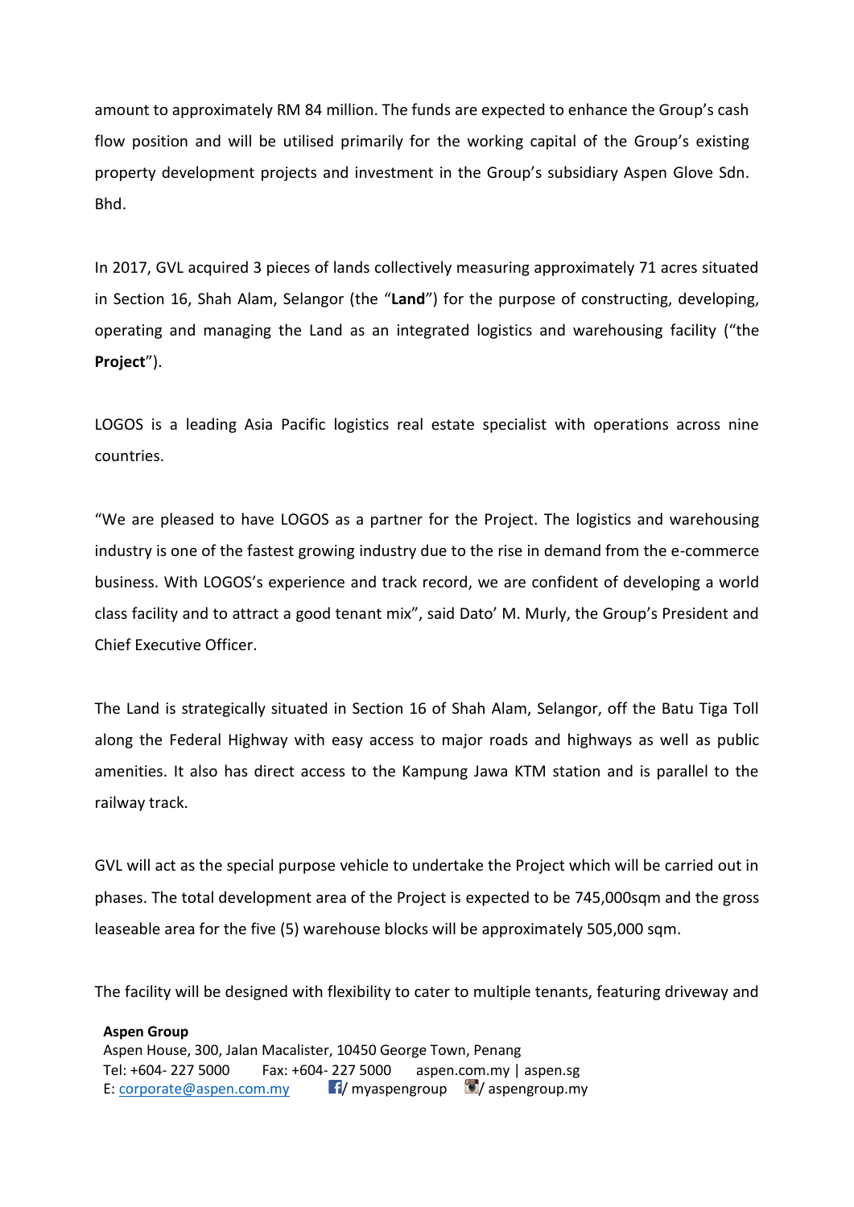amount to approximately RM 84 million. The funds are expected to enhance the Group's cash flow position and will be utilised primarily for the working capital of the Group's existing property development projects and investment in the Group's subsidiary Aspen Glove Sdn. Bhd.

In 2017, GVL acquired 3 pieces of lands collectively measuring approximately 71 acres situated in Section 16, Shah Alam, Selangor (the "**Land**") for the purpose of constructing, developing, operating and managing the Land as an integrated logistics and warehousing facility ("the **Project**").

LOGOS is a leading Asia Pacific logistics real estate specialist with operations across nine countries.

"We are pleased to have LOGOS as a partner for the Project. The logistics and warehousing industry is one of the fastest growing industry due to the rise in demand from the e-commerce business. With LOGOS's experience and track record, we are confident of developing a world class facility and to attract a good tenant mix", said Dato' M. Murly, the Group's President and Chief Executive Officer.

The Land is strategically situated in Section 16 of Shah Alam, Selangor, off the Batu Tiga Toll along the Federal Highway with easy access to major roads and highways as well as public amenities. It also has direct access to the Kampung Jawa KTM station and is parallel to the railway track.

GVL will act as the special purpose vehicle to undertake the Project which will be carried out in phases. The total development area of the Project is expected to be 745,000sqm and the gross leaseable area for the five (5) warehouse blocks will be approximately 505,000 sqm.

The facility will be designed with flexibility to cater to multiple tenants, featuring driveway and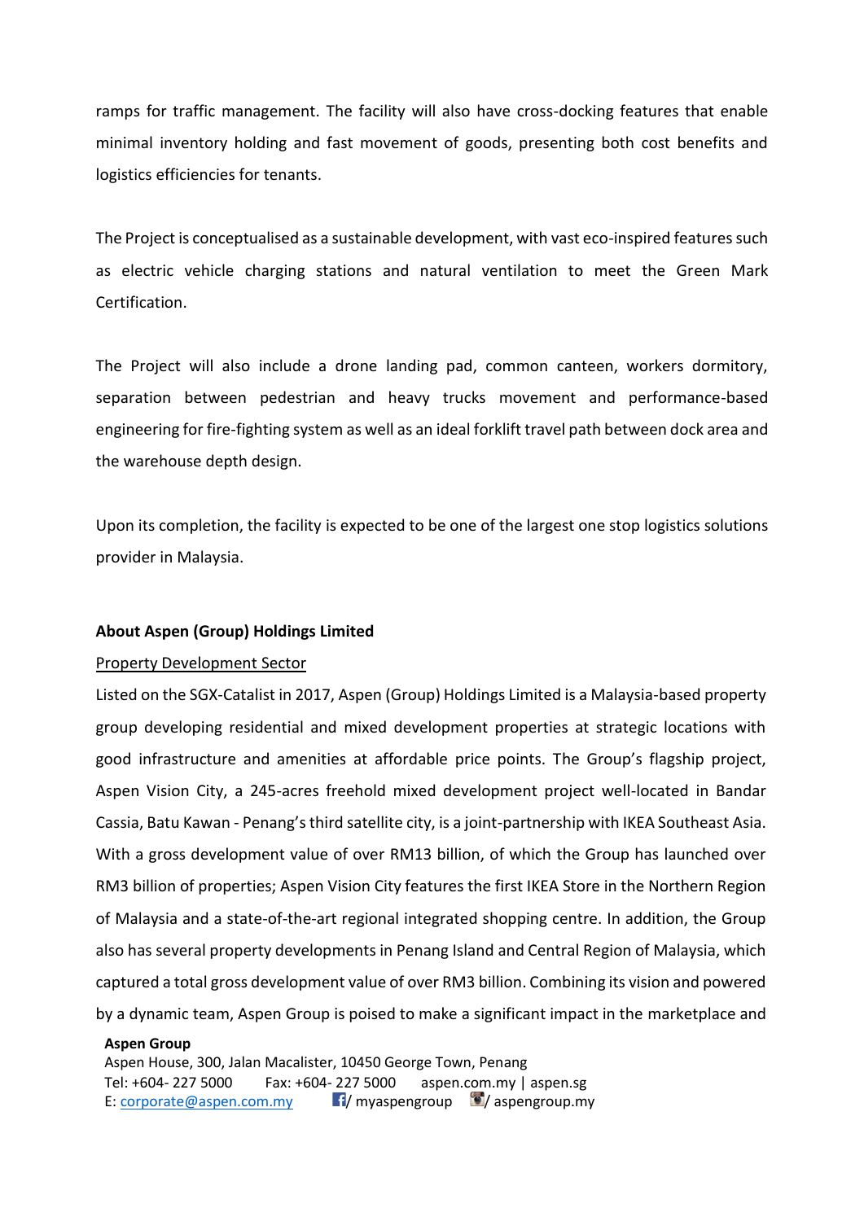ramps for traffic management. The facility will also have cross-docking features that enable minimal inventory holding and fast movement of goods, presenting both cost benefits and logistics efficiencies for tenants.

The Project is conceptualised as a sustainable development, with vast eco-inspired features such as electric vehicle charging stations and natural ventilation to meet the Green Mark Certification.

The Project will also include a drone landing pad, common canteen, workers dormitory, separation between pedestrian and heavy trucks movement and performance-based engineering for fire-fighting system as well as an ideal forklift travel path between dock area and the warehouse depth design.

Upon its completion, the facility is expected to be one of the largest one stop logistics solutions provider in Malaysia.

**About Aspen (Group) Holdings Limited**

<u>Property Development Sector</u>

Listed on the SGX-Catalist in 2017, Aspen (Group) Holdings Limited is a Malaysia-based property group developing residential and mixed development properties at strategic locations with good infrastructure and amenities at affordable price points. The Group's flagship project, Aspen Vision City, a 245-acres freehold mixed development project well-located in Bandar Cassia, Batu Kawan - Penang's third satellite city, is a joint-partnership with IKEA Southeast Asia. With a gross development value of over RM13 billion, of which the Group has launched over RM3 billion of properties; Aspen Vision City features the first IKEA Store in the Northern Region of Malaysia and a state-of-the-art regional integrated shopping centre. In addition, the Group also has several property developments in Penang Island and Central Region of Malaysia, which captured a total gross development value of over RM3 billion. Combining its vision and powered by a dynamic team, Aspen Group is poised to make a significant impact in the marketplace and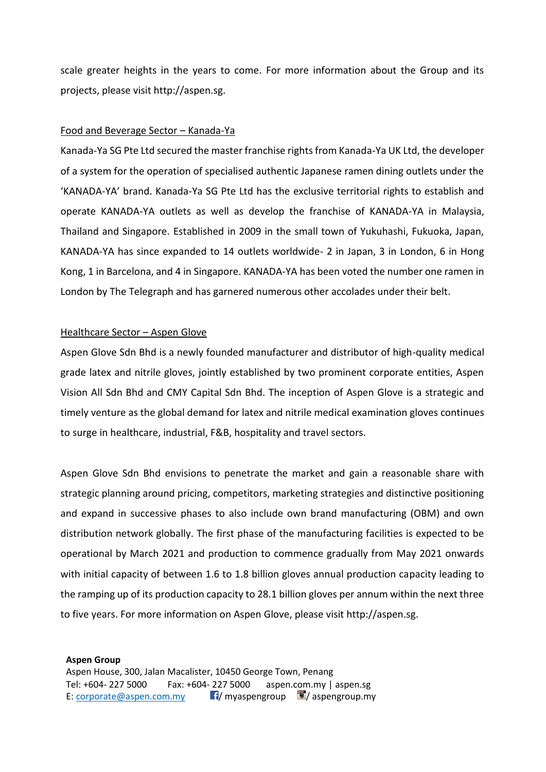scale greater heights in the years to come. For more information about the Group and its projects, please visit http://aspen.sg.

## Food and Beverage Sector – Kanada-Ya

Kanada-Ya SG Pte Ltd secured the master franchise rights from Kanada-Ya UK Ltd, the developer of a system for the operation of specialised authentic Japanese ramen dining outlets under the 'KANADA-YA' brand. Kanada-Ya SG Pte Ltd has the exclusive territorial rights to establish and operate KANADA-YA outlets as well as develop the franchise of KANADA-YA in Malaysia, Thailand and Singapore. Established in 2009 in the small town of Yukuhashi, Fukuoka, Japan, KANADA-YA has since expanded to 14 outlets worldwide- 2 in Japan, 3 in London, 6 in Hong Kong, 1 in Barcelona, and 4 in Singapore. KANADA-YA has been voted the number one ramen in London by The Telegraph and has garnered numerous other accolades under their belt.

## Healthcare Sector – Aspen Glove

Aspen Glove Sdn Bhd is a newly founded manufacturer and distributor of high-quality medical grade latex and nitrile gloves, jointly established by two prominent corporate entities, Aspen Vision All Sdn Bhd and CMY Capital Sdn Bhd. The inception of Aspen Glove is a strategic and timely venture as the global demand for latex and nitrile medical examination gloves continues to surge in healthcare, industrial, F&B, hospitality and travel sectors.

Aspen Glove Sdn Bhd envisions to penetrate the market and gain a reasonable share with strategic planning around pricing, competitors, marketing strategies and distinctive positioning and expand in successive phases to also include own brand manufacturing (OBM) and own distribution network globally. The first phase of the manufacturing facilities is expected to be operational by March 2021 and production to commence gradually from May 2021 onwards with initial capacity of between 1.6 to 1.8 billion gloves annual production capacity leading to the ramping up of its production capacity to 28.1 billion gloves per annum within the next three to five years. For more information on Aspen Glove, please visit http://aspen.sg.

**Aspen Group**
Aspen House, 300, Jalan Macalister, 10450 George Town, Penang
Tel: +604- 227 5000 Fax: +604- 227 5000 aspen.com.my | aspen.sg
E: corporate@aspen.com.my / myaspengroup / aspengroup.my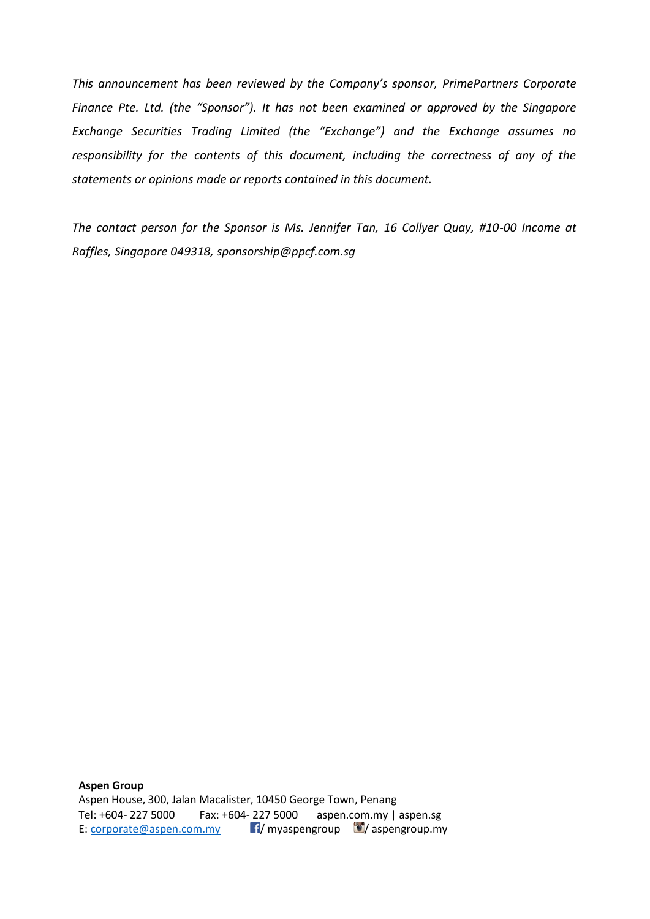*This announcement has been reviewed by the Company's sponsor, PrimePartners Corporate Finance Pte. Ltd. (the "Sponsor"). It has not been examined or approved by the Singapore Exchange Securities Trading Limited (the "Exchange") and the Exchange assumes no responsibility for the contents of this document, including the correctness of any of the statements or opinions made or reports contained in this document.*

*The contact person for the Sponsor is Ms. Jennifer Tan, 16 Collyer Quay, #10-00 Income at Raffles, Singapore 049318, sponsorship@ppcf.com.sg*

**Aspen Group**
Aspen House, 300, Jalan Macalister, 10450 George Town, Penang
Tel: +604- 227 5000 Fax: +604- 227 5000 aspen.com.my | aspen.sg
E: corporate@aspen.com.my / myaspengroup / aspengroup.my